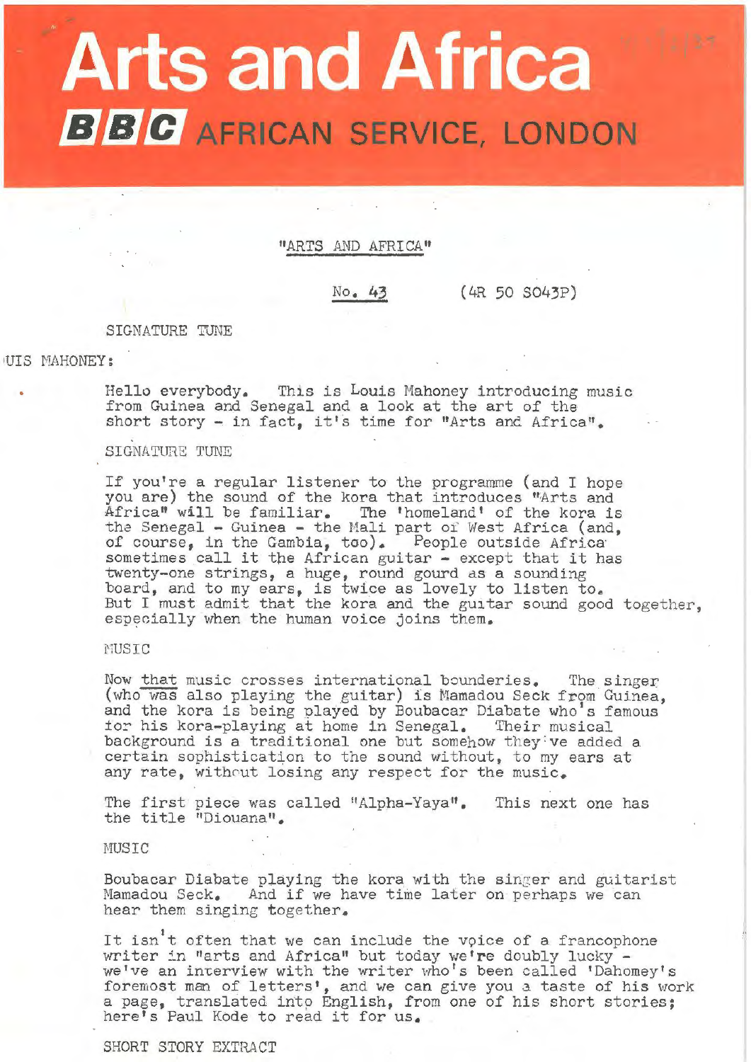# Arts and Africa

## BBC AFRICAN SERVICE, LONDON

"ARTS AND AFRICA"

No. 43 (4R 50 SO43P)

SIGNATURE TUNE

LOUIS MAHONEY:

Hello everybody. This is Louis Mahoney introducing music from Guinea and Senegal and a look at the art of the short story - in fact, it's time for "Arts and Africa".

SIGNATURE TUNE

If you're a regular listener to the programme (and I hope you are) the sound of the kora that introduces "Arts and Africa" will be familiar. The 'homeland' of the kora is the Senegal - Guinea - the Mali part of West Africa (and, of course, in the Gambia, too). People outside Africa sometimes call it the African guitar - except that it has twenty-one strings, a huge, round gourd as a sounding board, and to my ears, is twice as lovely to listen to. But I must admit that the kora and the guitar sound good together, especially when the human voice joins them.

MUSIC

Now that music crosses international bounderies. The singer (who was also playing the guitar) is Mamadou Seck from Guinea, and the kora is being played by Boubacar Diabate who's famous for his kora-playing at home in Senegal. Their musical background is a traditional one but somehow they've added a certain sophistication to the sound without, to my ears at any rate, without losing any respect for the music.

The first piece was called "Alpha-Yaya". This next one has the title "Diouana".

MUSIC

Boubacar Diabate playing the kora with the singer and guitarist Mamadou Seck. And if we have time later on perhaps we can hear them singing together.

It isn't often that we can include the voice of a francophone writer in "arts and Africa" but today we're doubly lucky - we've an interview with the writer who's been called 'Dahomey's foremost man of letters', and we can give you a taste of his work a page, translated into English, from one of his short stories; here's Paul Kode to read it for us.

SHORT STORY EXTRACT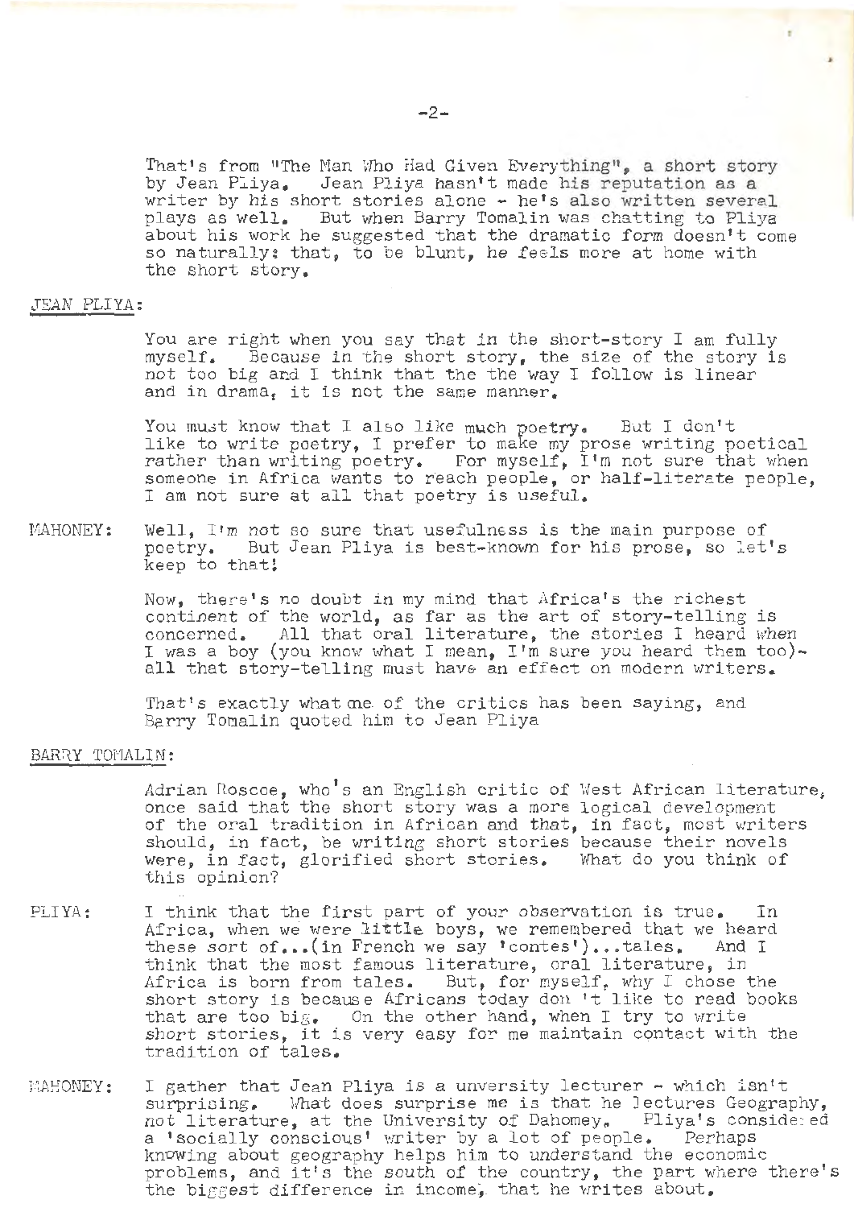That's from "The Man Who Had Given Everything", a short story by Jean Pliya. Jean Pliya hasn't made his reputation as a writer by his short stories alone - he's also written several plays as well. But when Barry Tomalin was chatting to Pliya about his work he suggested that the dramatic form doesn't come so naturally: that, to be blunt, he feels more at home with the short story.

JEAN PLIYA:

You are right when you say that in the short-story I am fully myself. Because in the short story, the size of the story is not too big and I think that the the way I follow is linear and in drama, it is not the same manner.

You must know that I also like much poetry. But I don't like to write poetry, I prefer to make my prose writing poetical rather than writing poetry. For myself, I'm not sure that when someone in Africa wants to reach people, or half-literate people, I am not sure at all that poetry is useful.

MAHONEY: Well, I'm not so sure that usefulness is the main purpose of poetry. But Jean Pliya is best-known for his prose, so let's keep to that!

Now, there's no doubt in my mind that Africa's the richest continent of the world, as far as the art of story-telling is concerned. All that oral literature, the stories I heard when I was a boy (you know what I mean, I'm sure you heard them too)- all that story-telling must have an effect on modern writers.

That's exactly what one of the critics has been saying, and Barry Tomalin quoted him to Jean Pliya

BARRY TOMALIN:

Adrian Roscoe, who's an English critic of West African literature, once said that the short story was a more logical development of the oral tradition in African and that, in fact, most writers should, in fact, be writing short stories because their novels were, in fact, glorified short stories. What do you think of this opinion?

PLIYA: I think that the first part of your observation is true. In Africa, when we were little boys, we remembered that we heard these sort of...(in French we say 'contes')...tales. And I think that the most famous literature, oral literature, in Africa is born from tales. But, for myself, why I chose the short story is because Africans today don't like to read books that are too big. On the other hand, when I try to write short stories, it is very easy for me maintain contact with the tradition of tales.

MAHONEY: I gather that Jean Pliya is a unversity lecturer - which isn't surprising. What does surprise me is that he lectures Geography, not literature, at the University of Dahomey. Pliya's considered a 'socially conscious' writer by a lot of people. Perhaps knowing about geography helps him to understand the economic problems, and it's the south of the country, the part where there's the biggest difference in income, that he writes about.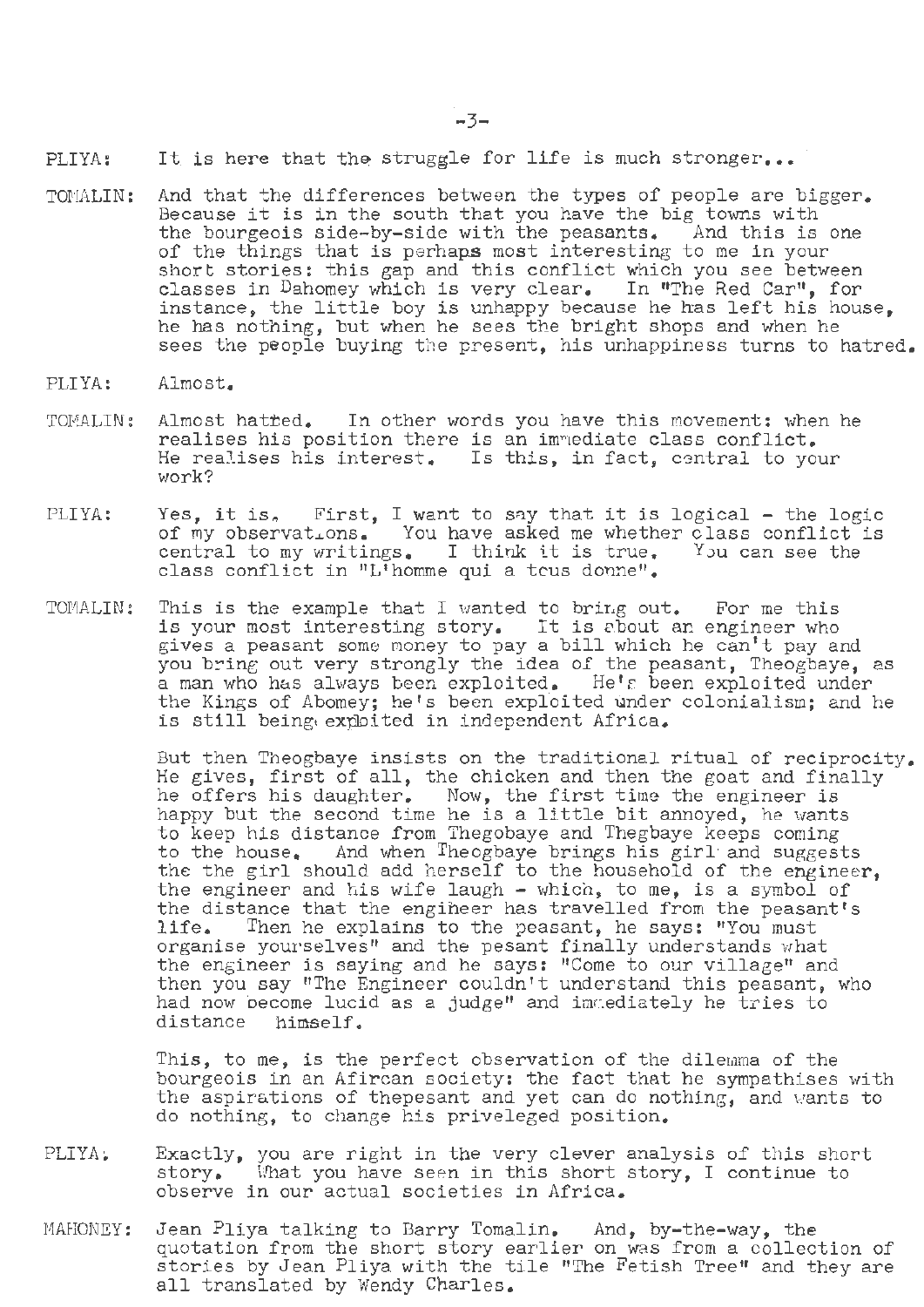PLIYA: It is here that the struggle for life is much stronger...

TOMALIN: And that the differences between the types of people are bigger. Because it is in the south that you have the big towns with the bourgeois side-by-side with the peasants. And this is one of the things that is perhaps most interesting to me in your short stories: this gap and this conflict which you see between classes in Dahomey which is very clear. In "The Red Car", for instance, the little boy is unhappy because he has left his house, he has nothing, but when he sees the bright shops and when he sees the people buying the present, his unhappiness turns to hatred.

PLIYA: Almost.

TOMALIN: Almost hatred. In other words you have this movement: when he realises his position there is an immediate class conflict. He realises his interest. Is this, in fact, central to your work?

PLIYA: Yes, it is. First, I want to say that it is logical - the logic of my observations. You have asked me whether class conflict is central to my writings. I think it is true. You can see the class conflict in "L'homme qui a tous donne".

TOMALIN: This is the example that I wanted to bring out. For me this is your most interesting story. It is about an engineer who gives a peasant some money to pay a bill which he can't pay and you bring out very strongly the idea of the peasant, Theogbaye, as a man who has always been exploited. He's been exploited under the Kings of Abomey; he's been exploited under colonialism; and he is still being exploited in independent Africa.

But then Theogbaye insists on the traditional ritual of reciprocity. He gives, first of all, the chicken and then the goat and finally he offers his daughter. Now, the first time the engineer is happy but the second time he is a little bit annoyed, he wants to keep his distance from Thegobaye and Thegbaye keeps coming to the house. And when Theogbaye brings his girl and suggests the the girl should add herself to the household of the engineer, the engineer and his wife laugh - which, to me, is a symbol of the distance that the engineer has travelled from the peasant's life. Then he explains to the peasant, he says: "You must organise yourselves" and the pesant finally understands what the engineer is saying and he says: "Come to our village" and then you say "The Engineer couldn't understand this peasant, who had now become lucid as a judge" and immediately he tries to distance himself.

This, to me, is the perfect observation of the dilemma of the bourgeois in an Afircan society: the fact that he sympathises with the aspirations of thepesant and yet can do nothing, and wants to do nothing, to change his priveleged position.

PLIYA: Exactly, you are right in the very clever analysis of this short story. What you have seen in this short story, I continue to observe in our actual societies in Africa.

MAHONEY: Jean Pliya talking to Barry Tomalin. And, by-the-way, the quotation from the short story earlier on was from a collection of stories by Jean Pliya with the tile "The Fetish Tree" and they are all translated by Wendy Charles.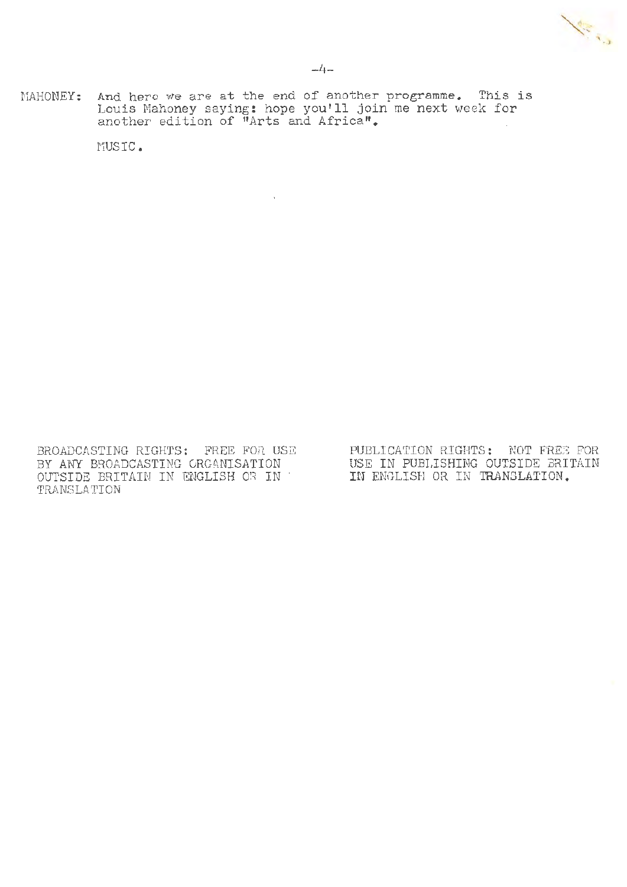MAHONEY: And here we are at the end of another programme. This is Louis Mahoney saying: hope you'll join me next week for another edition of "Arts and Africa".

MUSIC.

BROADCASTING RIGHTS: FREE FOR USE BY ANY BROADCASTING ORGANISATION OUTSIDE BRITAIN IN ENGLISH OR IN TRANSLATION

PUBLICATION RIGHTS: NOT FREE FOR USE IN PUBLISHING OUTSIDE BRITAIN IN ENGLISH OR IN TRANSLATION.